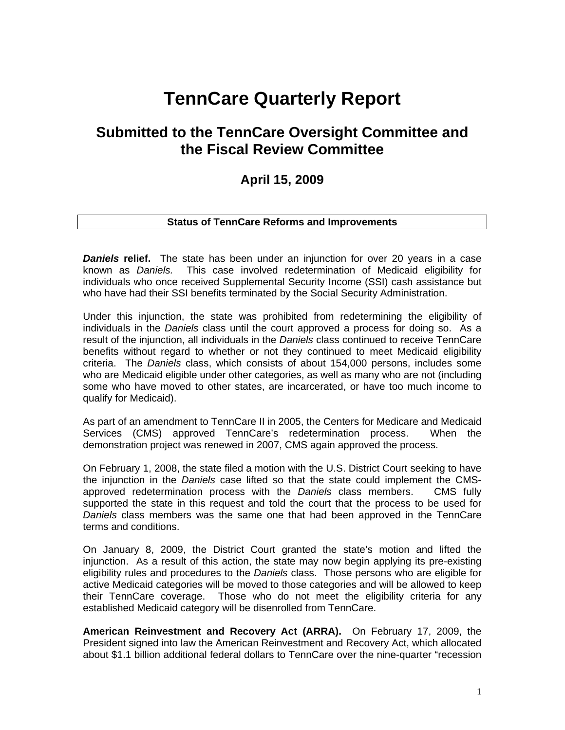# TennCare Quarterly Report

## Submitted to the TennCare Oversight Committee and the Fiscal Review Committee

### April 15, 2009

| Status of TennCare Reforms and Improvements |
| --- |

***Daniels*** **relief.** The state has been under an injunction for over 20 years in a case known as *Daniels.* This case involved redetermination of Medicaid eligibility for individuals who once received Supplemental Security Income (SSI) cash assistance but who have had their SSI benefits terminated by the Social Security Administration.

Under this injunction, the state was prohibited from redetermining the eligibility of individuals in the *Daniels* class until the court approved a process for doing so. As a result of the injunction, all individuals in the *Daniels* class continued to receive TennCare benefits without regard to whether or not they continued to meet Medicaid eligibility criteria. The *Daniels* class, which consists of about 154,000 persons, includes some who are Medicaid eligible under other categories, as well as many who are not (including some who have moved to other states, are incarcerated, or have too much income to qualify for Medicaid).

As part of an amendment to TennCare II in 2005, the Centers for Medicare and Medicaid Services (CMS) approved TennCare's redetermination process. When the demonstration project was renewed in 2007, CMS again approved the process.

On February 1, 2008, the state filed a motion with the U.S. District Court seeking to have the injunction in the *Daniels* case lifted so that the state could implement the CMS-approved redetermination process with the *Daniels* class members. CMS fully supported the state in this request and told the court that the process to be used for *Daniels* class members was the same one that had been approved in the TennCare terms and conditions.

On January 8, 2009, the District Court granted the state's motion and lifted the injunction. As a result of this action, the state may now begin applying its pre-existing eligibility rules and procedures to the *Daniels* class. Those persons who are eligible for active Medicaid categories will be moved to those categories and will be allowed to keep their TennCare coverage. Those who do not meet the eligibility criteria for any established Medicaid category will be disenrolled from TennCare.

**American Reinvestment and Recovery Act (ARRA).** On February 17, 2009, the President signed into law the American Reinvestment and Recovery Act, which allocated about $1.1 billion additional federal dollars to TennCare over the nine-quarter "recession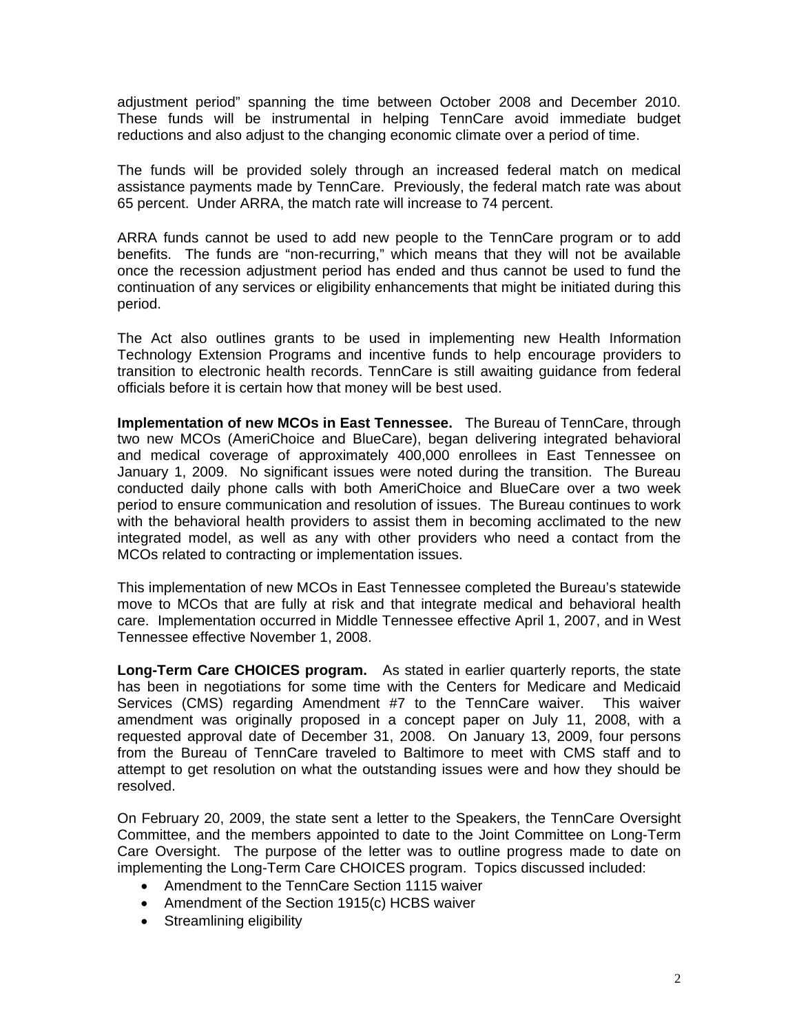adjustment period" spanning the time between October 2008 and December 2010. These funds will be instrumental in helping TennCare avoid immediate budget reductions and also adjust to the changing economic climate over a period of time.

The funds will be provided solely through an increased federal match on medical assistance payments made by TennCare. Previously, the federal match rate was about 65 percent. Under ARRA, the match rate will increase to 74 percent.

ARRA funds cannot be used to add new people to the TennCare program or to add benefits. The funds are "non-recurring," which means that they will not be available once the recession adjustment period has ended and thus cannot be used to fund the continuation of any services or eligibility enhancements that might be initiated during this period.

The Act also outlines grants to be used in implementing new Health Information Technology Extension Programs and incentive funds to help encourage providers to transition to electronic health records. TennCare is still awaiting guidance from federal officials before it is certain how that money will be best used.

**Implementation of new MCOs in East Tennessee.** The Bureau of TennCare, through two new MCOs (AmeriChoice and BlueCare), began delivering integrated behavioral and medical coverage of approximately 400,000 enrollees in East Tennessee on January 1, 2009. No significant issues were noted during the transition. The Bureau conducted daily phone calls with both AmeriChoice and BlueCare over a two week period to ensure communication and resolution of issues. The Bureau continues to work with the behavioral health providers to assist them in becoming acclimated to the new integrated model, as well as any with other providers who need a contact from the MCOs related to contracting or implementation issues.

This implementation of new MCOs in East Tennessee completed the Bureau's statewide move to MCOs that are fully at risk and that integrate medical and behavioral health care. Implementation occurred in Middle Tennessee effective April 1, 2007, and in West Tennessee effective November 1, 2008.

**Long-Term Care CHOICES program.** As stated in earlier quarterly reports, the state has been in negotiations for some time with the Centers for Medicare and Medicaid Services (CMS) regarding Amendment #7 to the TennCare waiver. This waiver amendment was originally proposed in a concept paper on July 11, 2008, with a requested approval date of December 31, 2008. On January 13, 2009, four persons from the Bureau of TennCare traveled to Baltimore to meet with CMS staff and to attempt to get resolution on what the outstanding issues were and how they should be resolved.

On February 20, 2009, the state sent a letter to the Speakers, the TennCare Oversight Committee, and the members appointed to date to the Joint Committee on Long-Term Care Oversight. The purpose of the letter was to outline progress made to date on implementing the Long-Term Care CHOICES program. Topics discussed included:

- Amendment to the TennCare Section 1115 waiver
- Amendment of the Section 1915(c) HCBS waiver
- Streamlining eligibility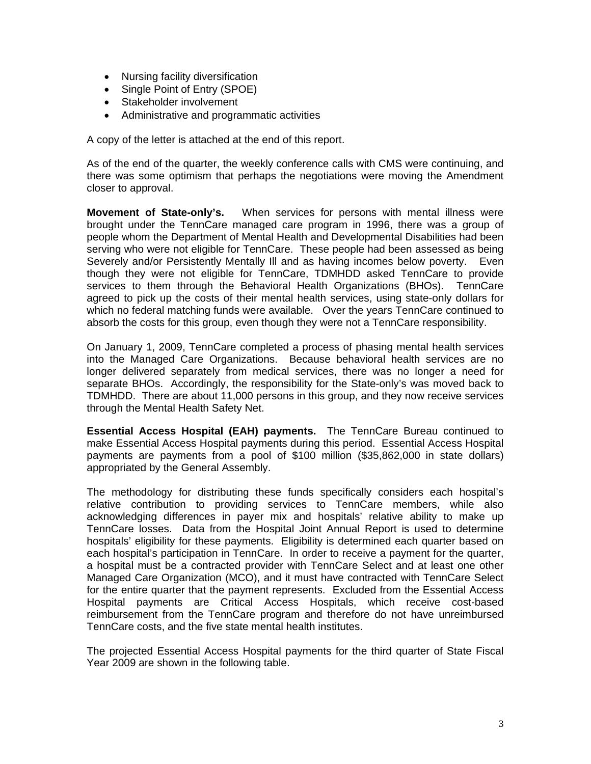- Nursing facility diversification
- Single Point of Entry (SPOE)
- Stakeholder involvement
- Administrative and programmatic activities

A copy of the letter is attached at the end of this report.

As of the end of the quarter, the weekly conference calls with CMS were continuing, and there was some optimism that perhaps the negotiations were moving the Amendment closer to approval.

**Movement of State-only's.** When services for persons with mental illness were brought under the TennCare managed care program in 1996, there was a group of people whom the Department of Mental Health and Developmental Disabilities had been serving who were not eligible for TennCare. These people had been assessed as being Severely and/or Persistently Mentally Ill and as having incomes below poverty. Even though they were not eligible for TennCare, TDMHDD asked TennCare to provide services to them through the Behavioral Health Organizations (BHOs). TennCare agreed to pick up the costs of their mental health services, using state-only dollars for which no federal matching funds were available. Over the years TennCare continued to absorb the costs for this group, even though they were not a TennCare responsibility.

On January 1, 2009, TennCare completed a process of phasing mental health services into the Managed Care Organizations. Because behavioral health services are no longer delivered separately from medical services, there was no longer a need for separate BHOs. Accordingly, the responsibility for the State-only's was moved back to TDMHDD. There are about 11,000 persons in this group, and they now receive services through the Mental Health Safety Net.

**Essential Access Hospital (EAH) payments.** The TennCare Bureau continued to make Essential Access Hospital payments during this period. Essential Access Hospital payments are payments from a pool of $100 million ($35,862,000 in state dollars) appropriated by the General Assembly.

The methodology for distributing these funds specifically considers each hospital's relative contribution to providing services to TennCare members, while also acknowledging differences in payer mix and hospitals' relative ability to make up TennCare losses. Data from the Hospital Joint Annual Report is used to determine hospitals' eligibility for these payments. Eligibility is determined each quarter based on each hospital's participation in TennCare. In order to receive a payment for the quarter, a hospital must be a contracted provider with TennCare Select and at least one other Managed Care Organization (MCO), and it must have contracted with TennCare Select for the entire quarter that the payment represents. Excluded from the Essential Access Hospital payments are Critical Access Hospitals, which receive cost-based reimbursement from the TennCare program and therefore do not have unreimbursed TennCare costs, and the five state mental health institutes.

The projected Essential Access Hospital payments for the third quarter of State Fiscal Year 2009 are shown in the following table.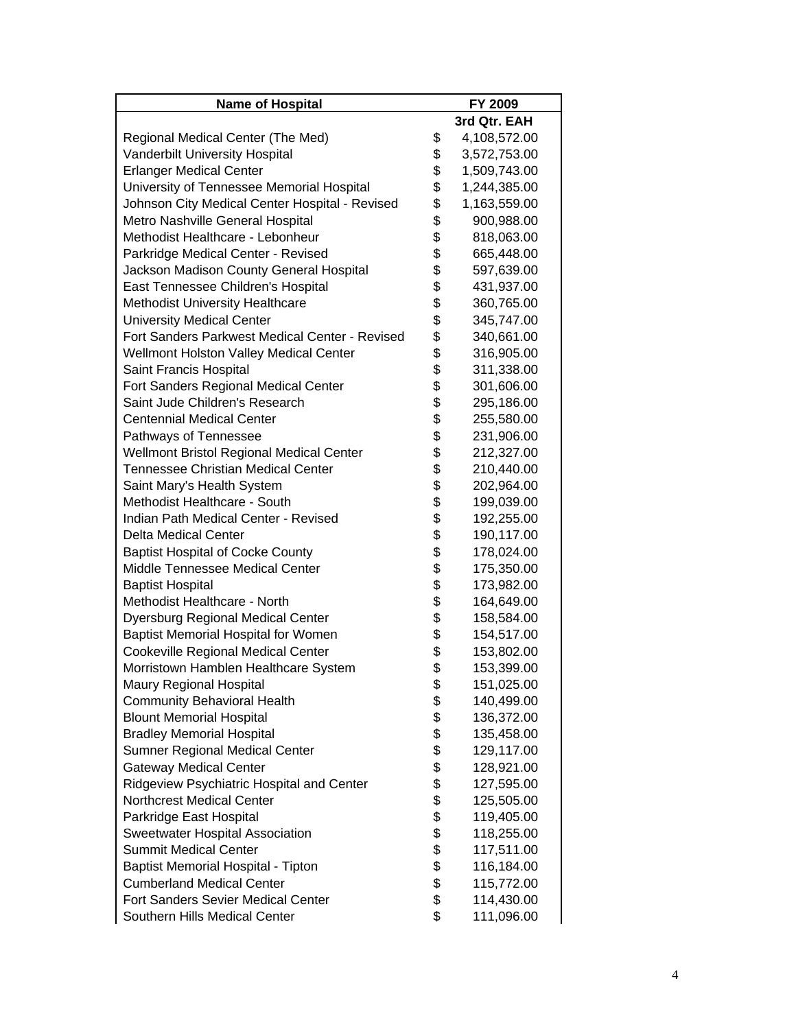| Name of Hospital | FY 2009 |
|---|---|
| | 3rd Qtr. EAH |
| Regional Medical Center (The Med) | $ 4,108,572.00 |
| Vanderbilt University Hospital | $ 3,572,753.00 |
| Erlanger Medical Center | $ 1,509,743.00 |
| University of Tennessee Memorial Hospital | $ 1,244,385.00 |
| Johnson City Medical Center Hospital - Revised | $ 1,163,559.00 |
| Metro Nashville General Hospital | $ 900,988.00 |
| Methodist Healthcare - Lebonheur | $ 818,063.00 |
| Parkridge Medical Center - Revised | $ 665,448.00 |
| Jackson Madison County General Hospital | $ 597,639.00 |
| East Tennessee Children's Hospital | $ 431,937.00 |
| Methodist University Healthcare | $ 360,765.00 |
| University Medical Center | $ 345,747.00 |
| Fort Sanders Parkwest Medical Center - Revised | $ 340,661.00 |
| Wellmont Holston Valley Medical Center | $ 316,905.00 |
| Saint Francis Hospital | $ 311,338.00 |
| Fort Sanders Regional Medical Center | $ 301,606.00 |
| Saint Jude Children's Research | $ 295,186.00 |
| Centennial Medical Center | $ 255,580.00 |
| Pathways of Tennessee | $ 231,906.00 |
| Wellmont Bristol Regional Medical Center | $ 212,327.00 |
| Tennessee Christian Medical Center | $ 210,440.00 |
| Saint Mary's Health System | $ 202,964.00 |
| Methodist Healthcare - South | $ 199,039.00 |
| Indian Path Medical Center - Revised | $ 192,255.00 |
| Delta Medical Center | $ 190,117.00 |
| Baptist Hospital of Cocke County | $ 178,024.00 |
| Middle Tennessee Medical Center | $ 175,350.00 |
| Baptist Hospital | $ 173,982.00 |
| Methodist Healthcare - North | $ 164,649.00 |
| Dyersburg Regional Medical Center | $ 158,584.00 |
| Baptist Memorial Hospital for Women | $ 154,517.00 |
| Cookeville Regional Medical Center | $ 153,802.00 |
| Morristown Hamblen Healthcare System | $ 153,399.00 |
| Maury Regional Hospital | $ 151,025.00 |
| Community Behavioral Health | $ 140,499.00 |
| Blount Memorial Hospital | $ 136,372.00 |
| Bradley Memorial Hospital | $ 135,458.00 |
| Sumner Regional Medical Center | $ 129,117.00 |
| Gateway Medical Center | $ 128,921.00 |
| Ridgeview Psychiatric Hospital and Center | $ 127,595.00 |
| Northcrest Medical Center | $ 125,505.00 |
| Parkridge East Hospital | $ 119,405.00 |
| Sweetwater Hospital Association | $ 118,255.00 |
| Summit Medical Center | $ 117,511.00 |
| Baptist Memorial Hospital - Tipton | $ 116,184.00 |
| Cumberland Medical Center | $ 115,772.00 |
| Fort Sanders Sevier Medical Center | $ 114,430.00 |
| Southern Hills Medical Center | $ 111,096.00 |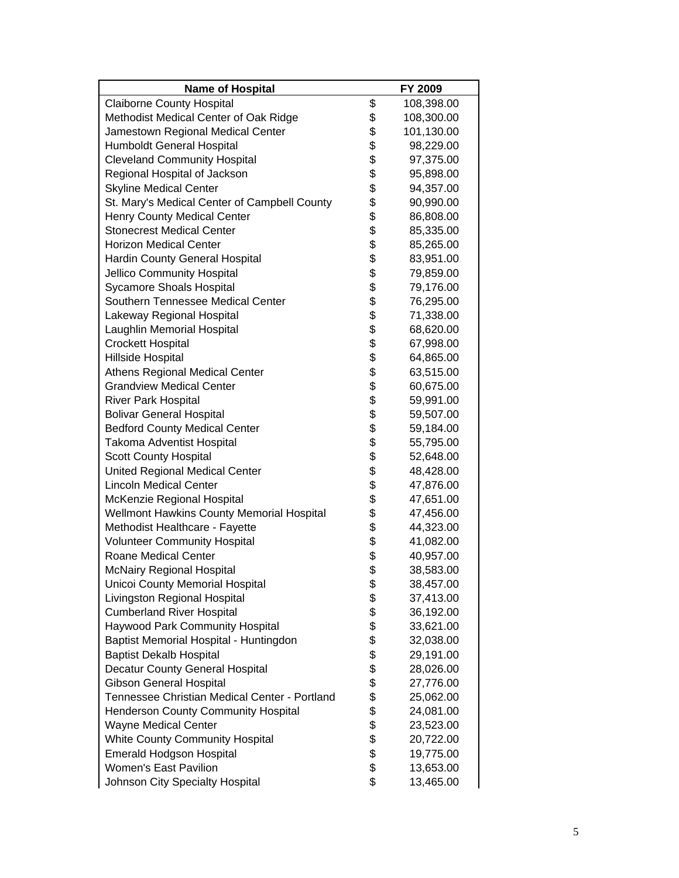| Name of Hospital | FY 2009 |
|---|---|
| Claiborne County Hospital | $ 108,398.00 |
| Methodist Medical Center of Oak Ridge | $ 108,300.00 |
| Jamestown Regional Medical Center | $ 101,130.00 |
| Humboldt General Hospital | $ 98,229.00 |
| Cleveland Community Hospital | $ 97,375.00 |
| Regional Hospital of Jackson | $ 95,898.00 |
| Skyline Medical Center | $ 94,357.00 |
| St. Mary's Medical Center of Campbell County | $ 90,990.00 |
| Henry County Medical Center | $ 86,808.00 |
| Stonecrest Medical Center | $ 85,335.00 |
| Horizon Medical Center | $ 85,265.00 |
| Hardin County General Hospital | $ 83,951.00 |
| Jellico Community Hospital | $ 79,859.00 |
| Sycamore Shoals Hospital | $ 79,176.00 |
| Southern Tennessee Medical Center | $ 76,295.00 |
| Lakeway Regional Hospital | $ 71,338.00 |
| Laughlin Memorial Hospital | $ 68,620.00 |
| Crockett Hospital | $ 67,998.00 |
| Hillside Hospital | $ 64,865.00 |
| Athens Regional Medical Center | $ 63,515.00 |
| Grandview Medical Center | $ 60,675.00 |
| River Park Hospital | $ 59,991.00 |
| Bolivar General Hospital | $ 59,507.00 |
| Bedford County Medical Center | $ 59,184.00 |
| Takoma Adventist Hospital | $ 55,795.00 |
| Scott County Hospital | $ 52,648.00 |
| United Regional Medical Center | $ 48,428.00 |
| Lincoln Medical Center | $ 47,876.00 |
| McKenzie Regional Hospital | $ 47,651.00 |
| Wellmont Hawkins County Memorial Hospital | $ 47,456.00 |
| Methodist Healthcare - Fayette | $ 44,323.00 |
| Volunteer Community Hospital | $ 41,082.00 |
| Roane Medical Center | $ 40,957.00 |
| McNairy Regional Hospital | $ 38,583.00 |
| Unicoi County Memorial Hospital | $ 38,457.00 |
| Livingston Regional Hospital | $ 37,413.00 |
| Cumberland River Hospital | $ 36,192.00 |
| Haywood Park Community Hospital | $ 33,621.00 |
| Baptist Memorial Hospital - Huntingdon | $ 32,038.00 |
| Baptist Dekalb Hospital | $ 29,191.00 |
| Decatur County General Hospital | $ 28,026.00 |
| Gibson General Hospital | $ 27,776.00 |
| Tennessee Christian Medical Center - Portland | $ 25,062.00 |
| Henderson County Community Hospital | $ 24,081.00 |
| Wayne Medical Center | $ 23,523.00 |
| White County Community Hospital | $ 20,722.00 |
| Emerald Hodgson Hospital | $ 19,775.00 |
| Women's East Pavilion | $ 13,653.00 |
| Johnson City Specialty Hospital | $ 13,465.00 |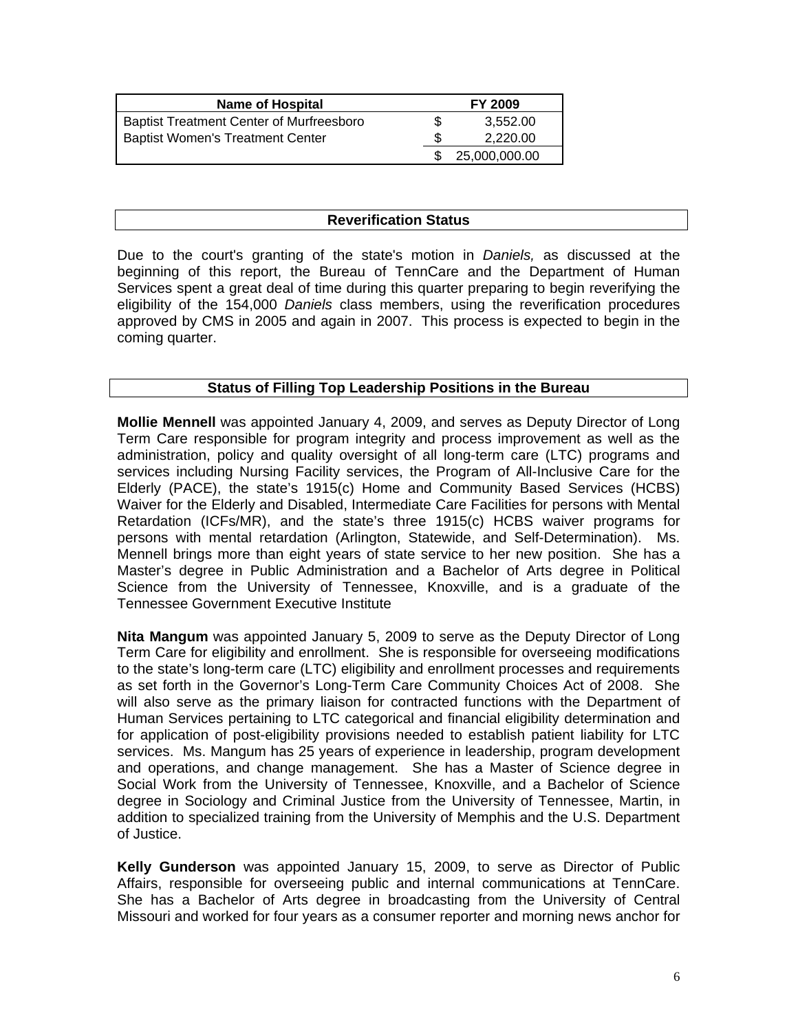| Name of Hospital | | FY 2009 |
|---|---|---|
| Baptist Treatment Center of Murfreesboro | $ | 3,552.00 |
| Baptist Women's Treatment Center | $ | 2,220.00 |
| | $ | 25,000,000.00 |

## Reverification Status

Due to the court's granting of the state's motion in *Daniels,* as discussed at the beginning of this report, the Bureau of TennCare and the Department of Human Services spent a great deal of time during this quarter preparing to begin reverifying the eligibility of the 154,000 *Daniels* class members, using the reverification procedures approved by CMS in 2005 and again in 2007. This process is expected to begin in the coming quarter.

## Status of Filling Top Leadership Positions in the Bureau

**Mollie Mennell** was appointed January 4, 2009, and serves as Deputy Director of Long Term Care responsible for program integrity and process improvement as well as the administration, policy and quality oversight of all long-term care (LTC) programs and services including Nursing Facility services, the Program of All-Inclusive Care for the Elderly (PACE), the state's 1915(c) Home and Community Based Services (HCBS) Waiver for the Elderly and Disabled, Intermediate Care Facilities for persons with Mental Retardation (ICFs/MR), and the state's three 1915(c) HCBS waiver programs for persons with mental retardation (Arlington, Statewide, and Self-Determination). Ms. Mennell brings more than eight years of state service to her new position. She has a Master's degree in Public Administration and a Bachelor of Arts degree in Political Science from the University of Tennessee, Knoxville, and is a graduate of the Tennessee Government Executive Institute

**Nita Mangum** was appointed January 5, 2009 to serve as the Deputy Director of Long Term Care for eligibility and enrollment. She is responsible for overseeing modifications to the state's long-term care (LTC) eligibility and enrollment processes and requirements as set forth in the Governor's Long-Term Care Community Choices Act of 2008. She will also serve as the primary liaison for contracted functions with the Department of Human Services pertaining to LTC categorical and financial eligibility determination and for application of post-eligibility provisions needed to establish patient liability for LTC services. Ms. Mangum has 25 years of experience in leadership, program development and operations, and change management. She has a Master of Science degree in Social Work from the University of Tennessee, Knoxville, and a Bachelor of Science degree in Sociology and Criminal Justice from the University of Tennessee, Martin, in addition to specialized training from the University of Memphis and the U.S. Department of Justice.

**Kelly Gunderson** was appointed January 15, 2009, to serve as Director of Public Affairs, responsible for overseeing public and internal communications at TennCare. She has a Bachelor of Arts degree in broadcasting from the University of Central Missouri and worked for four years as a consumer reporter and morning news anchor for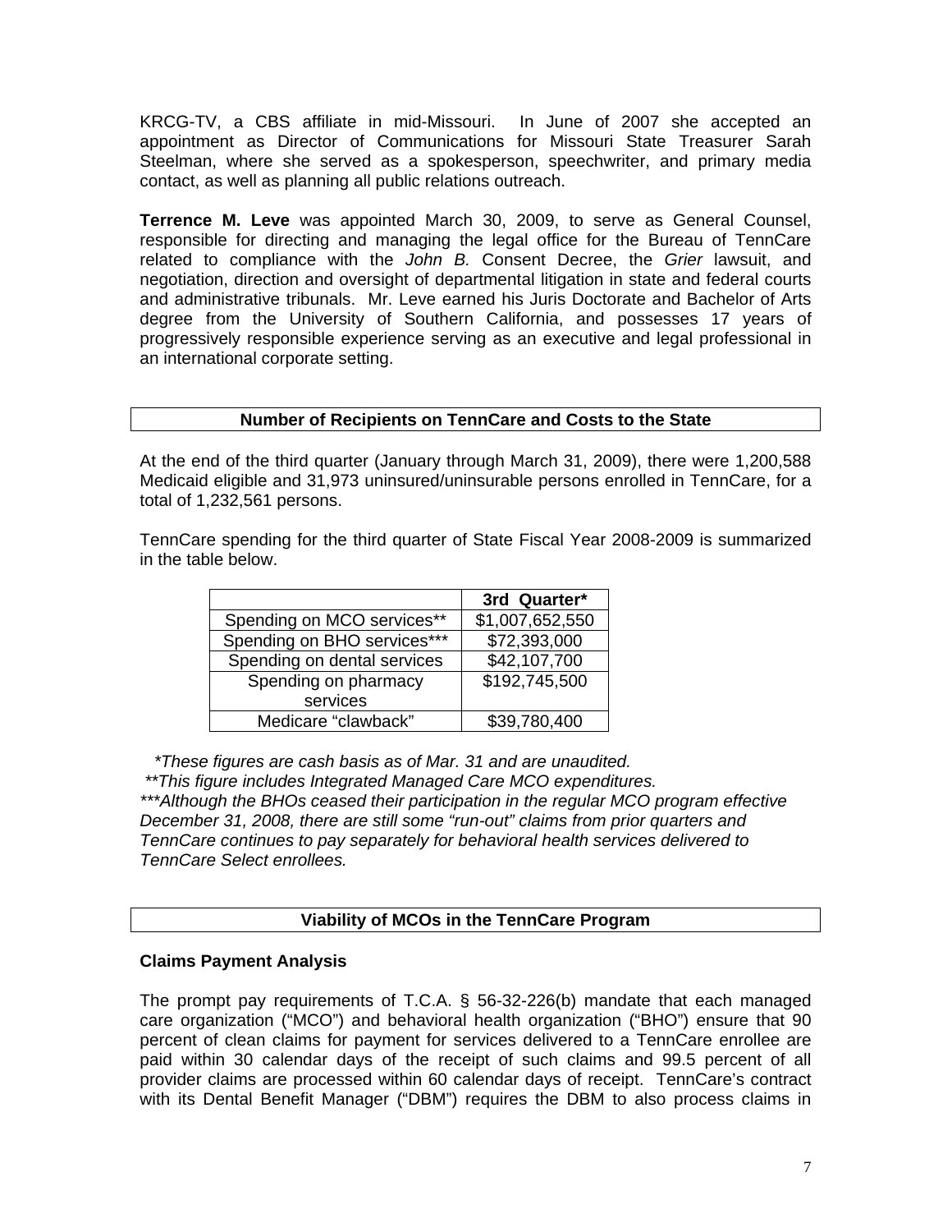KRCG-TV, a CBS affiliate in mid-Missouri. In June of 2007 she accepted an appointment as Director of Communications for Missouri State Treasurer Sarah Steelman, where she served as a spokesperson, speechwriter, and primary media contact, as well as planning all public relations outreach.

**Terrence M. Leve** was appointed March 30, 2009, to serve as General Counsel, responsible for directing and managing the legal office for the Bureau of TennCare related to compliance with the *John B.* Consent Decree, the *Grier* lawsuit, and negotiation, direction and oversight of departmental litigation in state and federal courts and administrative tribunals. Mr. Leve earned his Juris Doctorate and Bachelor of Arts degree from the University of Southern California, and possesses 17 years of progressively responsible experience serving as an executive and legal professional in an international corporate setting.

## Number of Recipients on TennCare and Costs to the State

At the end of the third quarter (January through March 31, 2009), there were 1,200,588 Medicaid eligible and 31,973 uninsured/uninsurable persons enrolled in TennCare, for a total of 1,232,561 persons.

TennCare spending for the third quarter of State Fiscal Year 2008-2009 is summarized in the table below.

| | 3rd Quarter* |
|---|---|
| Spending on MCO services** | $1,007,652,550 |
| Spending on BHO services*** | $72,393,000 |
| Spending on dental services | $42,107,700 |
| Spending on pharmacy services | $192,745,500 |
| Medicare "clawback" | $39,780,400 |

*\*These figures are cash basis as of Mar. 31 and are unaudited.*
*\*\*This figure includes Integrated Managed Care MCO expenditures.*
*\*\*\*Although the BHOs ceased their participation in the regular MCO program effective December 31, 2008, there are still some "run-out" claims from prior quarters and TennCare continues to pay separately for behavioral health services delivered to TennCare Select enrollees.*

## Viability of MCOs in the TennCare Program

### Claims Payment Analysis

The prompt pay requirements of T.C.A. § 56-32-226(b) mandate that each managed care organization ("MCO") and behavioral health organization ("BHO") ensure that 90 percent of clean claims for payment for services delivered to a TennCare enrollee are paid within 30 calendar days of the receipt of such claims and 99.5 percent of all provider claims are processed within 60 calendar days of receipt. TennCare's contract with its Dental Benefit Manager ("DBM") requires the DBM to also process claims in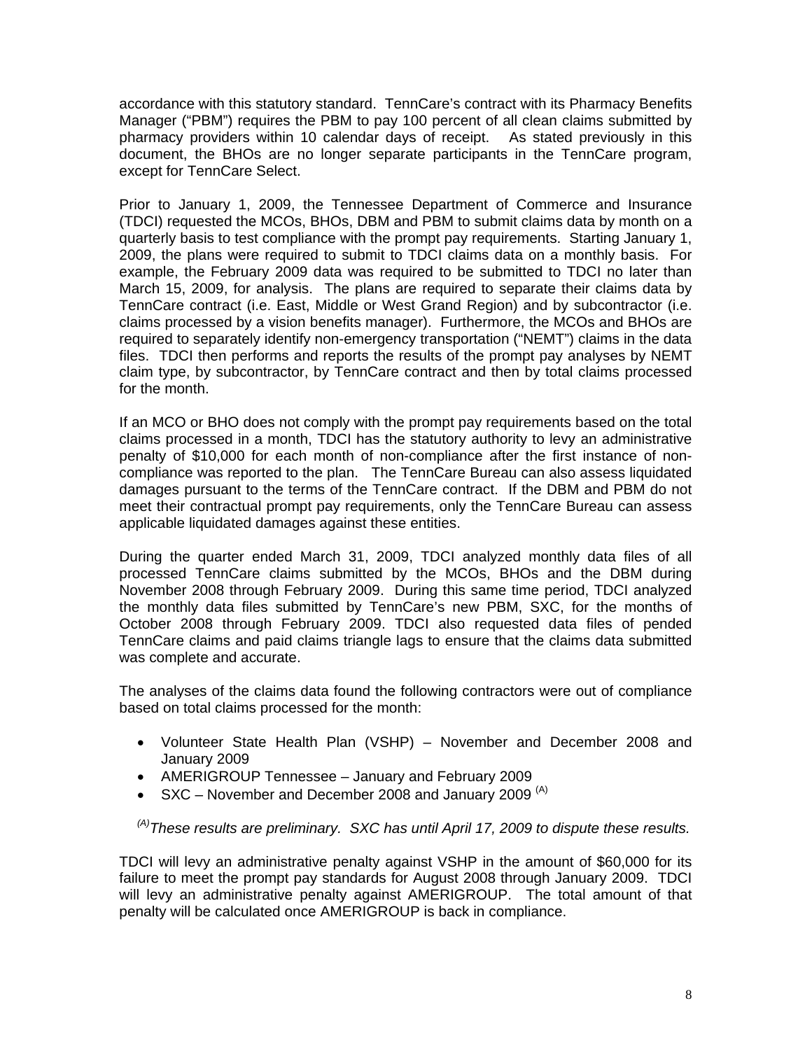accordance with this statutory standard. TennCare's contract with its Pharmacy Benefits Manager ("PBM") requires the PBM to pay 100 percent of all clean claims submitted by pharmacy providers within 10 calendar days of receipt. As stated previously in this document, the BHOs are no longer separate participants in the TennCare program, except for TennCare Select.

Prior to January 1, 2009, the Tennessee Department of Commerce and Insurance (TDCI) requested the MCOs, BHOs, DBM and PBM to submit claims data by month on a quarterly basis to test compliance with the prompt pay requirements. Starting January 1, 2009, the plans were required to submit to TDCI claims data on a monthly basis. For example, the February 2009 data was required to be submitted to TDCI no later than March 15, 2009, for analysis. The plans are required to separate their claims data by TennCare contract (i.e. East, Middle or West Grand Region) and by subcontractor (i.e. claims processed by a vision benefits manager). Furthermore, the MCOs and BHOs are required to separately identify non-emergency transportation ("NEMT") claims in the data files. TDCI then performs and reports the results of the prompt pay analyses by NEMT claim type, by subcontractor, by TennCare contract and then by total claims processed for the month.

If an MCO or BHO does not comply with the prompt pay requirements based on the total claims processed in a month, TDCI has the statutory authority to levy an administrative penalty of $10,000 for each month of non-compliance after the first instance of non-compliance was reported to the plan. The TennCare Bureau can also assess liquidated damages pursuant to the terms of the TennCare contract. If the DBM and PBM do not meet their contractual prompt pay requirements, only the TennCare Bureau can assess applicable liquidated damages against these entities.

During the quarter ended March 31, 2009, TDCI analyzed monthly data files of all processed TennCare claims submitted by the MCOs, BHOs and the DBM during November 2008 through February 2009. During this same time period, TDCI analyzed the monthly data files submitted by TennCare's new PBM, SXC, for the months of October 2008 through February 2009. TDCI also requested data files of pended TennCare claims and paid claims triangle lags to ensure that the claims data submitted was complete and accurate.

The analyses of the claims data found the following contractors were out of compliance based on total claims processed for the month:

- Volunteer State Health Plan (VSHP) – November and December 2008 and January 2009
- AMERIGROUP Tennessee – January and February 2009
- SXC – November and December 2008 and January 2009 [(A)]

*[(A)]These results are preliminary. SXC has until April 17, 2009 to dispute these results.*

TDCI will levy an administrative penalty against VSHP in the amount of $60,000 for its failure to meet the prompt pay standards for August 2008 through January 2009. TDCI will levy an administrative penalty against AMERIGROUP. The total amount of that penalty will be calculated once AMERIGROUP is back in compliance.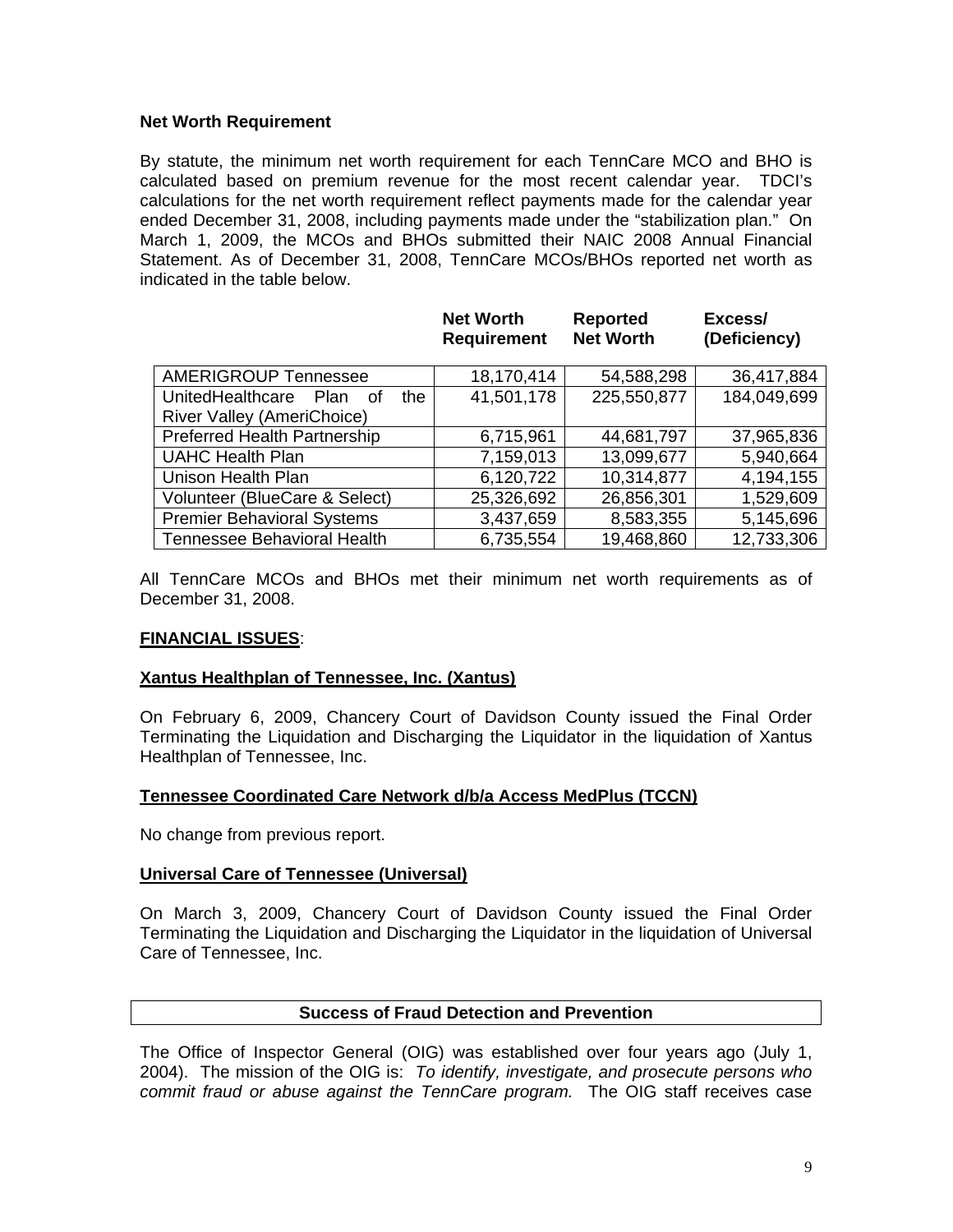**Net Worth Requirement**

By statute, the minimum net worth requirement for each TennCare MCO and BHO is calculated based on premium revenue for the most recent calendar year. TDCI's calculations for the net worth requirement reflect payments made for the calendar year ended December 31, 2008, including payments made under the "stabilization plan." On March 1, 2009, the MCOs and BHOs submitted their NAIC 2008 Annual Financial Statement. As of December 31, 2008, TennCare MCOs/BHOs reported net worth as indicated in the table below.

| | Net Worth Requirement | Reported Net Worth | Excess/ (Deficiency) |
|---|---|---|---|
| AMERIGROUP Tennessee | 18,170,414 | 54,588,298 | 36,417,884 |
| UnitedHealthcare Plan of the River Valley (AmeriChoice) | 41,501,178 | 225,550,877 | 184,049,699 |
| Preferred Health Partnership | 6,715,961 | 44,681,797 | 37,965,836 |
| UAHC Health Plan | 7,159,013 | 13,099,677 | 5,940,664 |
| Unison Health Plan | 6,120,722 | 10,314,877 | 4,194,155 |
| Volunteer (BlueCare & Select) | 25,326,692 | 26,856,301 | 1,529,609 |
| Premier Behavioral Systems | 3,437,659 | 8,583,355 | 5,145,696 |
| Tennessee Behavioral Health | 6,735,554 | 19,468,860 | 12,733,306 |

All TennCare MCOs and BHOs met their minimum net worth requirements as of December 31, 2008.

## FINANCIAL ISSUES:

### Xantus Healthplan of Tennessee, Inc. (Xantus)

On February 6, 2009, Chancery Court of Davidson County issued the Final Order Terminating the Liquidation and Discharging the Liquidator in the liquidation of Xantus Healthplan of Tennessee, Inc.

### Tennessee Coordinated Care Network d/b/a Access MedPlus (TCCN)

No change from previous report.

### Universal Care of Tennessee (Universal)

On March 3, 2009, Chancery Court of Davidson County issued the Final Order Terminating the Liquidation and Discharging the Liquidator in the liquidation of Universal Care of Tennessee, Inc.

## Success of Fraud Detection and Prevention

The Office of Inspector General (OIG) was established over four years ago (July 1, 2004). The mission of the OIG is: *To identify, investigate, and prosecute persons who commit fraud or abuse against the TennCare program.* The OIG staff receives case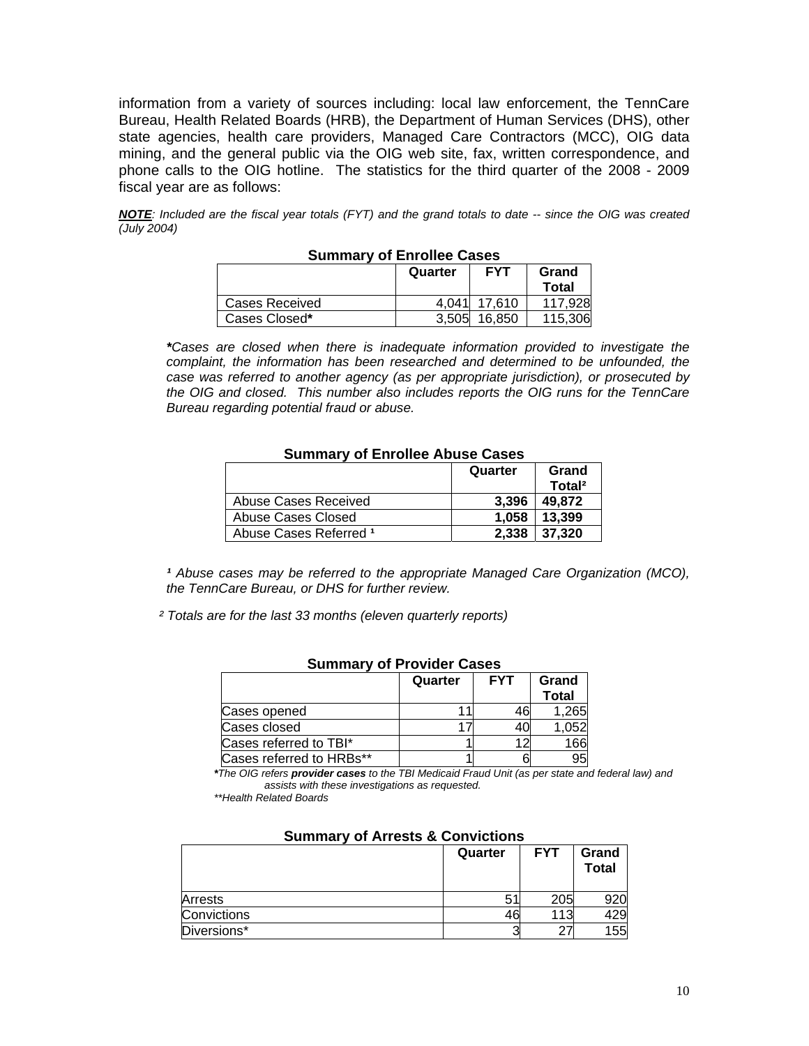information from a variety of sources including: local law enforcement, the TennCare Bureau, Health Related Boards (HRB), the Department of Human Services (DHS), other state agencies, health care providers, Managed Care Contractors (MCC), OIG data mining, and the general public via the OIG web site, fax, written correspondence, and phone calls to the OIG hotline. The statistics for the third quarter of the 2008 - 2009 fiscal year are as follows:

***NOTE**: Included are the fiscal year totals (FYT) and the grand totals to date -- since the OIG was created (July 2004)*

**Summary of Enrollee Cases**

| | Quarter | FYT | Grand Total |
|---|---|---|---|
| Cases Received | 4,041 | 17,610 | 117,928 |
| Cases Closed* | 3,505 | 16,850 | 115,306 |

**\****Cases are closed when there is inadequate information provided to investigate the complaint, the information has been researched and determined to be unfounded, the case was referred to another agency (as per appropriate jurisdiction), or prosecuted by the OIG and closed. This number also includes reports the OIG runs for the TennCare Bureau regarding potential fraud or abuse.*

**Summary of Enrollee Abuse Cases**

| | Quarter | Grand Total[2] |
|---|---|---|
| Abuse Cases Received | **3,396** | **49,872** |
| Abuse Cases Closed | **1,058** | **13,399** |
| Abuse Cases Referred [1] | **2,338** | **37,320** |

*[1] Abuse cases may be referred to the appropriate Managed Care Organization (MCO), the TennCare Bureau, or DHS for further review.*

*[2] Totals are for the last 33 months (eleven quarterly reports)*

**Summary of Provider Cases**

| | Quarter | FYT | Grand Total |
|---|---|---|---|
| Cases opened | 11 | 46 | 1,265 |
| Cases closed | 17 | 40 | 1,052 |
| Cases referred to TBI* | 1 | 12 | 166 |
| Cases referred to HRBs** | 1 | 6 | 95 |

*\*The OIG refers **provider cases** to the TBI Medicaid Fraud Unit (as per state and federal law) and assists with these investigations as requested.*

*\*\*Health Related Boards*

**Summary of Arrests & Convictions**

| | Quarter | FYT | Grand Total |
|---|---|---|---|
| Arrests | 51 | 205 | 920 |
| Convictions | 46 | 113 | 429 |
| Diversions* | 3 | 27 | 155 |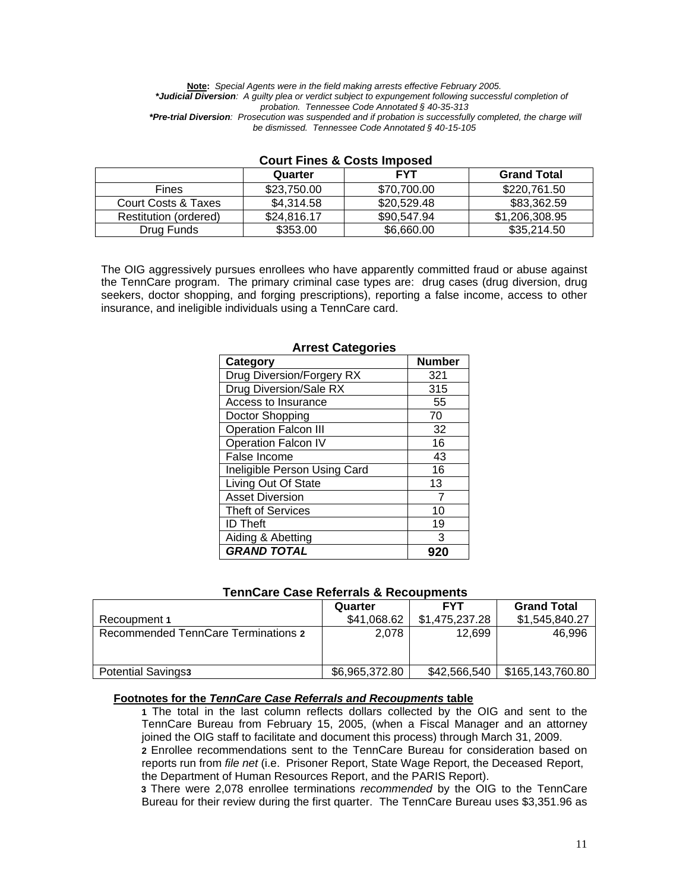**Note:** *Special Agents were in the field making arrests effective February 2005.*
***Judicial Diversion**: A guilty plea or verdict subject to expungement following successful completion of probation. Tennessee Code Annotated § 40-35-313*
***Pre-trial Diversion**: Prosecution was suspended and if probation is successfully completed, the charge will be dismissed. Tennessee Code Annotated § 40-15-105*

**Court Fines & Costs Imposed**

| | Quarter | FYT | Grand Total |
|---|---|---|---|
| Fines | $23,750.00 | $70,700.00 | $220,761.50 |
| Court Costs & Taxes | $4,314.58 | $20,529.48 | $83,362.59 |
| Restitution (ordered) | $24,816.17 | $90,547.94 | $1,206,308.95 |
| Drug Funds | $353.00 | $6,660.00 | $35,214.50 |

The OIG aggressively pursues enrollees who have apparently committed fraud or abuse against the TennCare program. The primary criminal case types are: drug cases (drug diversion, drug seekers, doctor shopping, and forging prescriptions), reporting a false income, access to other insurance, and ineligible individuals using a TennCare card.

**Arrest Categories**

| Category | Number |
|---|---|
| Drug Diversion/Forgery RX | 321 |
| Drug Diversion/Sale RX | 315 |
| Access to Insurance | 55 |
| Doctor Shopping | 70 |
| Operation Falcon III | 32 |
| Operation Falcon IV | 16 |
| False Income | 43 |
| Ineligible Person Using Card | 16 |
| Living Out Of State | 13 |
| Asset Diversion | 7 |
| Theft of Services | 10 |
| ID Theft | 19 |
| Aiding & Abetting | 3 |
| ***GRAND TOTAL*** | **920** |

**TennCare Case Referrals & Recoupments**

| | Quarter | FYT | Grand Total |
|---|---|---|---|
| Recoupment 1 | $41,068.62 | $1,475,237.28 | $1,545,840.27 |
| Recommended TennCare Terminations 2 | 2,078 | 12,699 | 46,996 |
| Potential Savings3 | $6,965,372.80 | $42,566,540 | $165,143,760.80 |

**Footnotes for the *TennCare Case Referrals and Recoupments* table**

1 The total in the last column reflects dollars collected by the OIG and sent to the TennCare Bureau from February 15, 2005, (when a Fiscal Manager and an attorney joined the OIG staff to facilitate and document this process) through March 31, 2009.

2 Enrollee recommendations sent to the TennCare Bureau for consideration based on reports run from *file net* (i.e. Prisoner Report, State Wage Report, the Deceased Report, the Department of Human Resources Report, and the PARIS Report).

3 There were 2,078 enrollee terminations *recommended* by the OIG to the TennCare Bureau for their review during the first quarter. The TennCare Bureau uses $3,351.96 as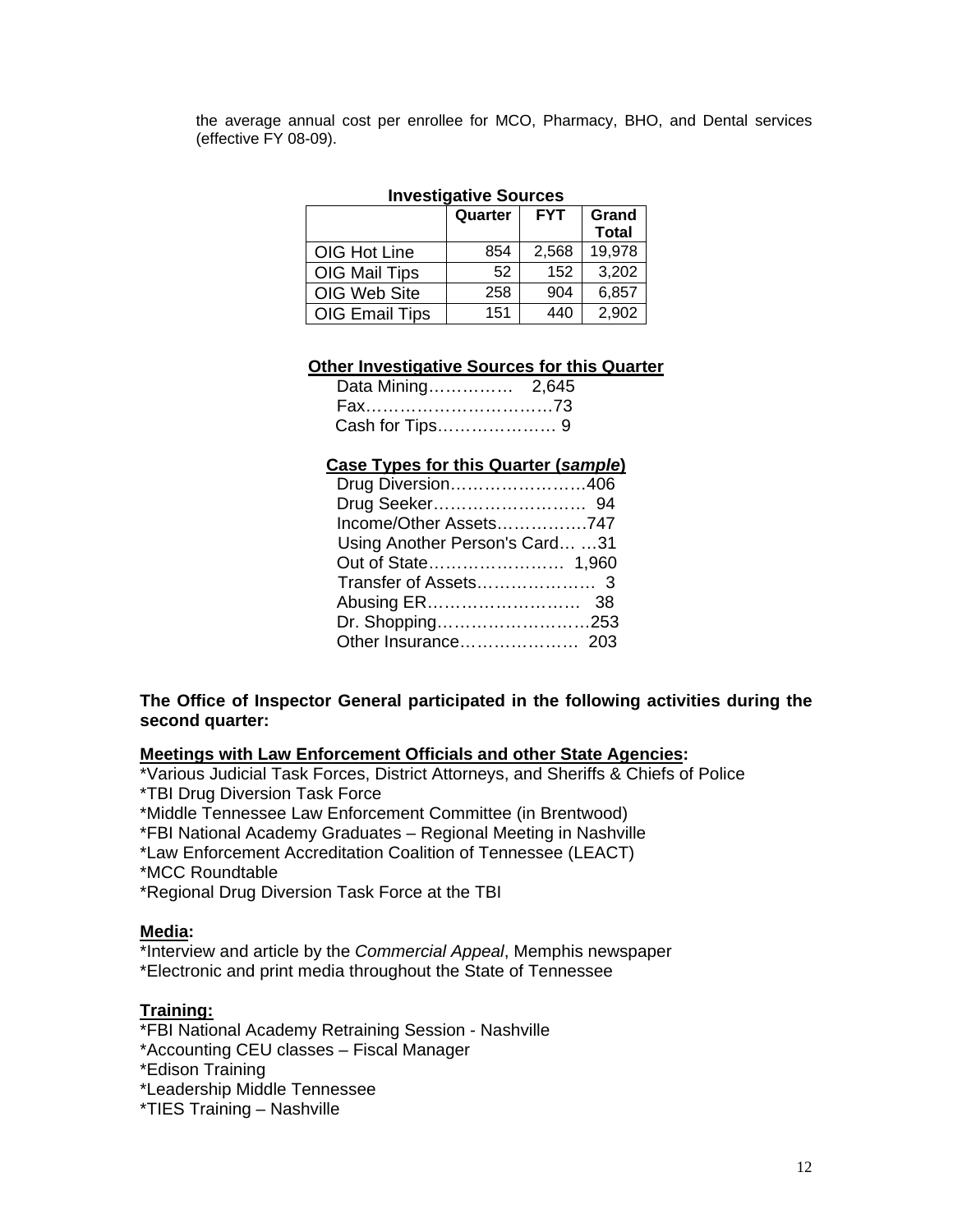the average annual cost per enrollee for MCO, Pharmacy, BHO, and Dental services (effective FY 08-09).

**Investigative Sources**

| | Quarter | FYT | Grand Total |
|---|---|---|---|
| OIG Hot Line | 854 | 2,568 | 19,978 |
| OIG Mail Tips | 52 | 152 | 3,202 |
| OIG Web Site | 258 | 904 | 6,857 |
| OIG Email Tips | 151 | 440 | 2,902 |

**Other Investigative Sources for this Quarter**

Data Mining…………… 2,645
Fax……………………………73
Cash for Tips………………… 9

**Case Types for this Quarter (*sample*)**

Drug Diversion……………………406
Drug Seeker……………………… 94
Income/Other Assets…………….747
Using Another Person's Card… …31
Out of State…………………… 1,960
Transfer of Assets………………… 3
Abusing ER……………………… 38
Dr. Shopping………………………253
Other Insurance………………… 203

**The Office of Inspector General participated in the following activities during the second quarter:**

**Meetings with Law Enforcement Officials and other State Agencies:**

*Various Judicial Task Forces, District Attorneys, and Sheriffs & Chiefs of Police
*TBI Drug Diversion Task Force
*Middle Tennessee Law Enforcement Committee (in Brentwood)
*FBI National Academy Graduates – Regional Meeting in Nashville
*Law Enforcement Accreditation Coalition of Tennessee (LEACT)
*MCC Roundtable
*Regional Drug Diversion Task Force at the TBI

**Media:**

*Interview and article by the *Commercial Appeal*, Memphis newspaper
*Electronic and print media throughout the State of Tennessee

**Training:**

*FBI National Academy Retraining Session - Nashville
*Accounting CEU classes – Fiscal Manager
*Edison Training
*Leadership Middle Tennessee
*TIES Training – Nashville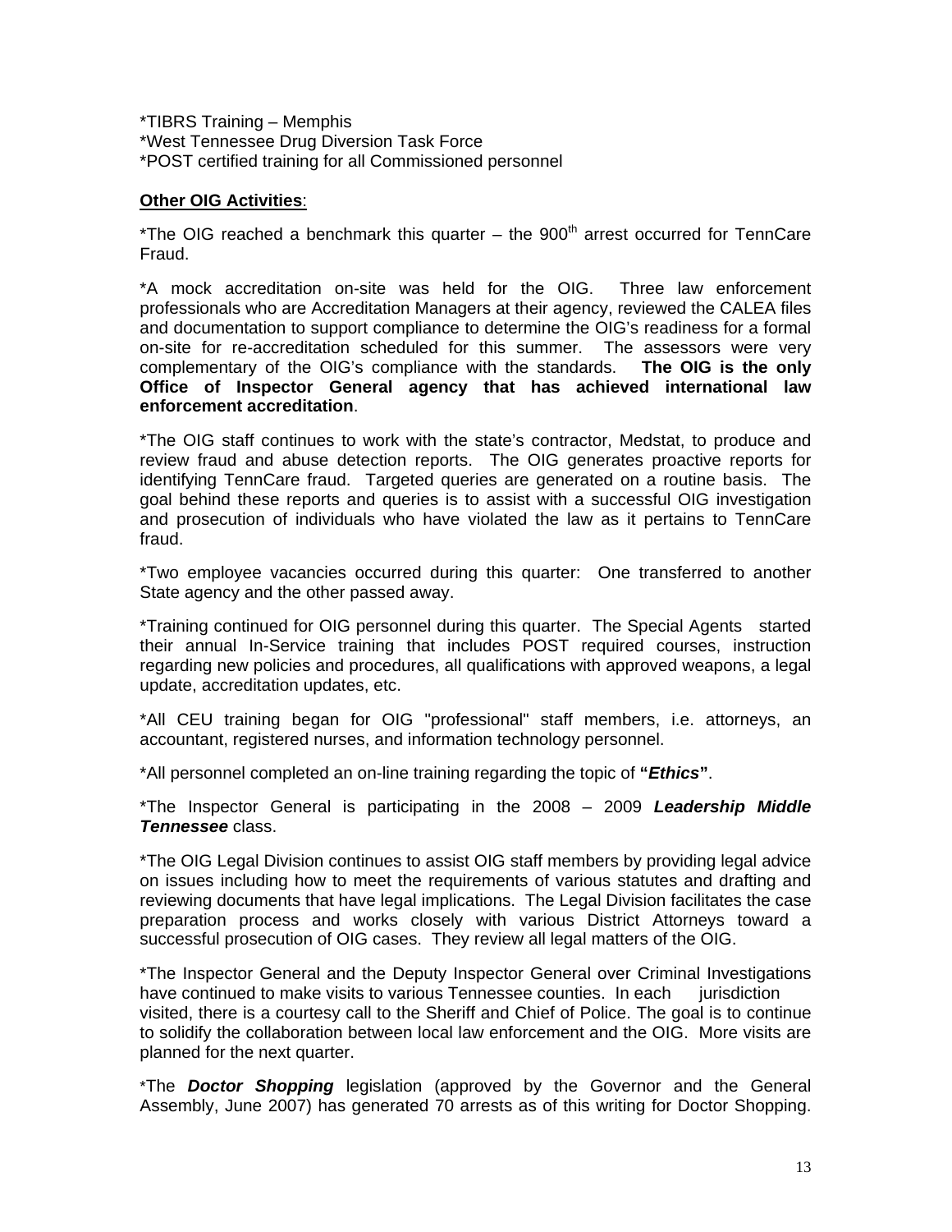*TIBRS Training – Memphis
*West Tennessee Drug Diversion Task Force
*POST certified training for all Commissioned personnel

**Other OIG Activities**:

*The OIG reached a benchmark this quarter – the 900th arrest occurred for TennCare Fraud.

*A mock accreditation on-site was held for the OIG. Three law enforcement professionals who are Accreditation Managers at their agency, reviewed the CALEA files and documentation to support compliance to determine the OIG's readiness for a formal on-site for re-accreditation scheduled for this summer. The assessors were very complementary of the OIG's compliance with the standards. **The OIG is the only Office of Inspector General agency that has achieved international law enforcement accreditation**.

*The OIG staff continues to work with the state's contractor, Medstat, to produce and review fraud and abuse detection reports. The OIG generates proactive reports for identifying TennCare fraud. Targeted queries are generated on a routine basis. The goal behind these reports and queries is to assist with a successful OIG investigation and prosecution of individuals who have violated the law as it pertains to TennCare fraud.

*Two employee vacancies occurred during this quarter: One transferred to another State agency and the other passed away.

*Training continued for OIG personnel during this quarter. The Special Agents started their annual In-Service training that includes POST required courses, instruction regarding new policies and procedures, all qualifications with approved weapons, a legal update, accreditation updates, etc.

*All CEU training began for OIG "professional" staff members, i.e. attorneys, an accountant, registered nurses, and information technology personnel.

*All personnel completed an on-line training regarding the topic of **"*Ethics*"**.

*The Inspector General is participating in the 2008 – 2009 ***Leadership Middle Tennessee*** class.

*The OIG Legal Division continues to assist OIG staff members by providing legal advice on issues including how to meet the requirements of various statutes and drafting and reviewing documents that have legal implications. The Legal Division facilitates the case preparation process and works closely with various District Attorneys toward a successful prosecution of OIG cases. They review all legal matters of the OIG.

*The Inspector General and the Deputy Inspector General over Criminal Investigations have continued to make visits to various Tennessee counties. In each jurisdiction visited, there is a courtesy call to the Sheriff and Chief of Police. The goal is to continue to solidify the collaboration between local law enforcement and the OIG. More visits are planned for the next quarter.

*The ***Doctor Shopping*** legislation (approved by the Governor and the General Assembly, June 2007) has generated 70 arrests as of this writing for Doctor Shopping.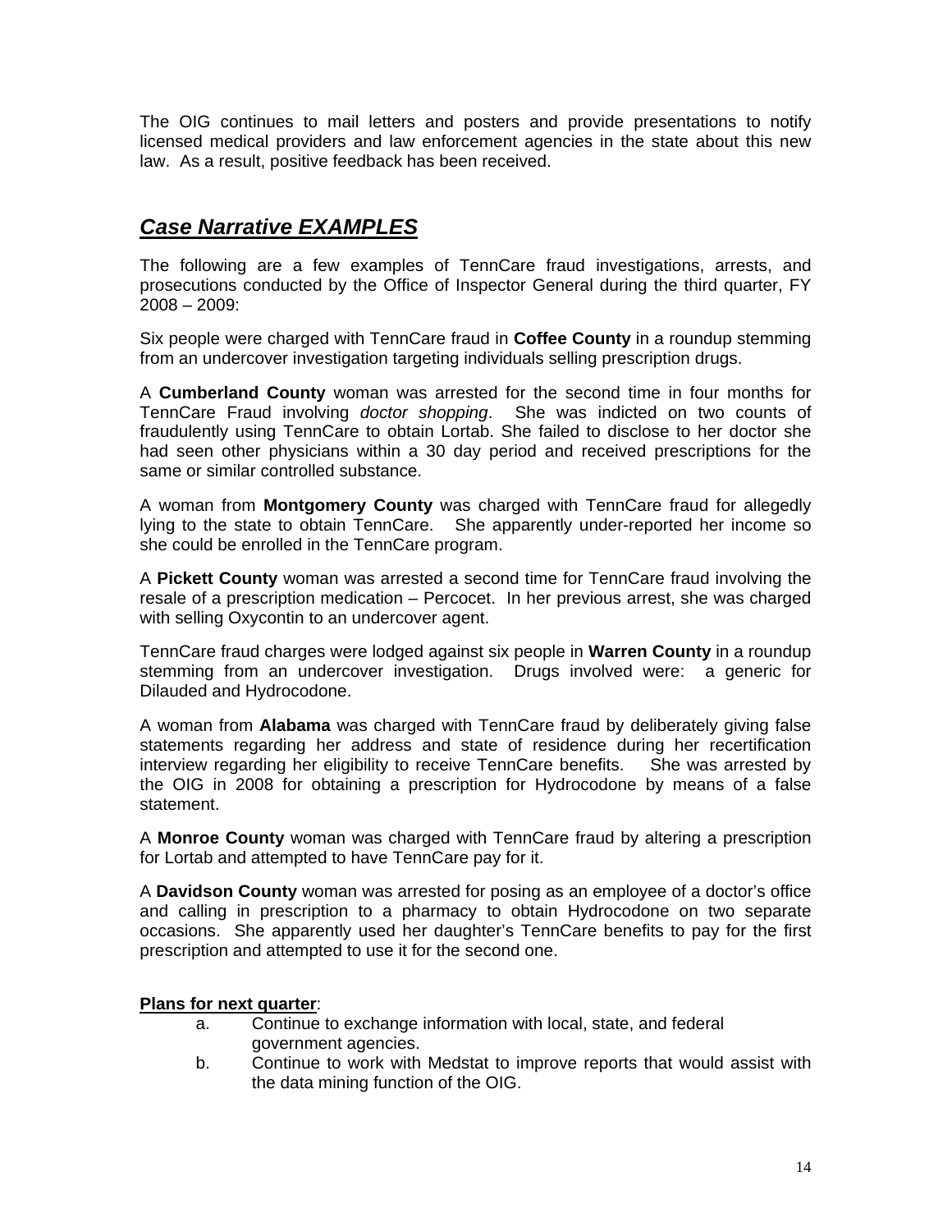The OIG continues to mail letters and posters and provide presentations to notify licensed medical providers and law enforcement agencies in the state about this new law. As a result, positive feedback has been received.

## ***Case Narrative EXAMPLES***

The following are a few examples of TennCare fraud investigations, arrests, and prosecutions conducted by the Office of Inspector General during the third quarter, FY 2008 – 2009:

Six people were charged with TennCare fraud in **Coffee County** in a roundup stemming from an undercover investigation targeting individuals selling prescription drugs.

A **Cumberland County** woman was arrested for the second time in four months for TennCare Fraud involving *doctor shopping*. She was indicted on two counts of fraudulently using TennCare to obtain Lortab. She failed to disclose to her doctor she had seen other physicians within a 30 day period and received prescriptions for the same or similar controlled substance.

A woman from **Montgomery County** was charged with TennCare fraud for allegedly lying to the state to obtain TennCare. She apparently under-reported her income so she could be enrolled in the TennCare program.

A **Pickett County** woman was arrested a second time for TennCare fraud involving the resale of a prescription medication – Percocet. In her previous arrest, she was charged with selling Oxycontin to an undercover agent.

TennCare fraud charges were lodged against six people in **Warren County** in a roundup stemming from an undercover investigation. Drugs involved were: a generic for Dilauded and Hydrocodone.

A woman from **Alabama** was charged with TennCare fraud by deliberately giving false statements regarding her address and state of residence during her recertification interview regarding her eligibility to receive TennCare benefits. She was arrested by the OIG in 2008 for obtaining a prescription for Hydrocodone by means of a false statement.

A **Monroe County** woman was charged with TennCare fraud by altering a prescription for Lortab and attempted to have TennCare pay for it.

A **Davidson County** woman was arrested for posing as an employee of a doctor's office and calling in prescription to a pharmacy to obtain Hydrocodone on two separate occasions. She apparently used her daughter's TennCare benefits to pay for the first prescription and attempted to use it for the second one.

**Plans for next quarter**:

a. Continue to exchange information with local, state, and federal government agencies.

b. Continue to work with Medstat to improve reports that would assist with the data mining function of the OIG.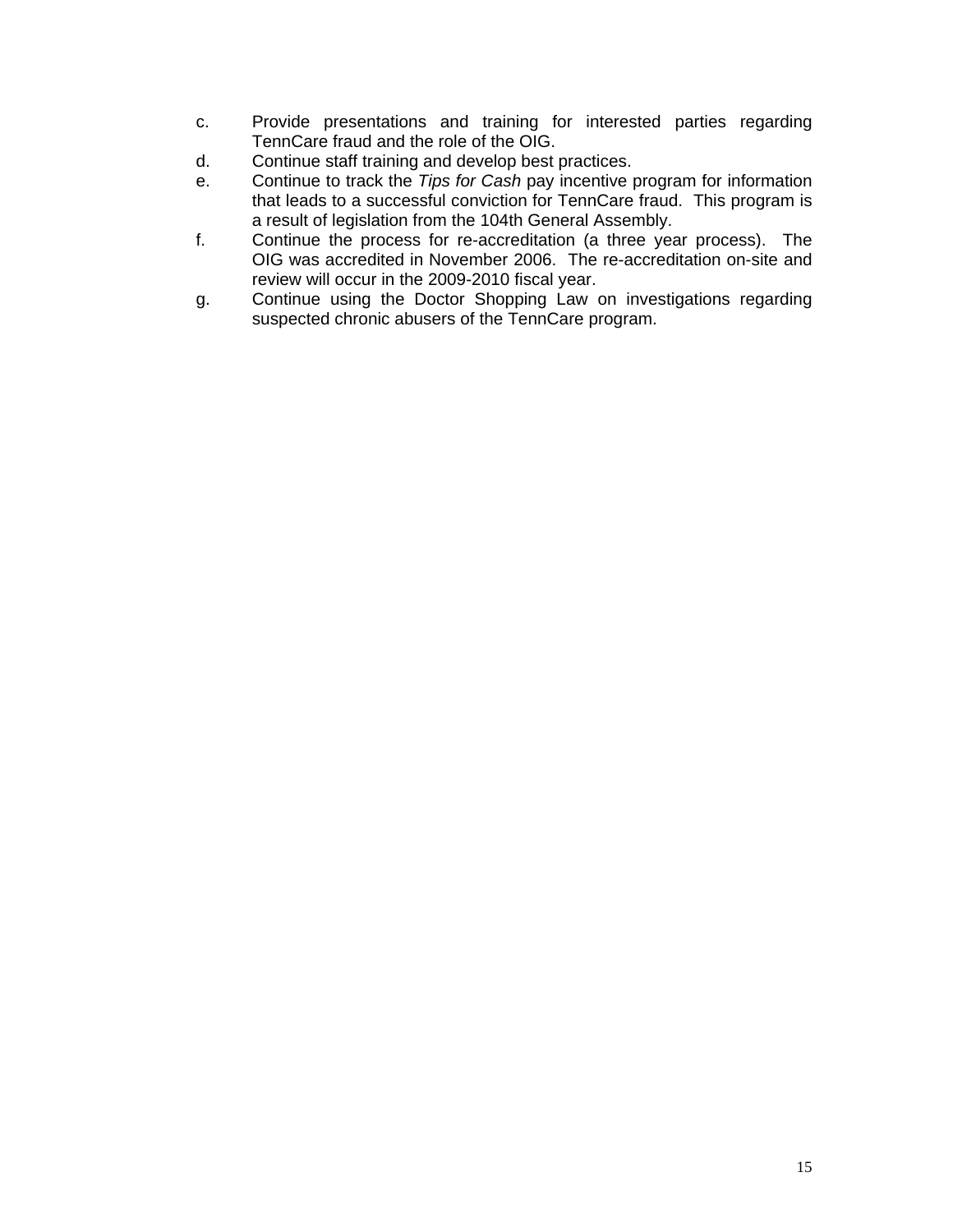c. Provide presentations and training for interested parties regarding TennCare fraud and the role of the OIG.
d. Continue staff training and develop best practices.
e. Continue to track the *Tips for Cash* pay incentive program for information that leads to a successful conviction for TennCare fraud. This program is a result of legislation from the 104th General Assembly.
f. Continue the process for re-accreditation (a three year process). The OIG was accredited in November 2006. The re-accreditation on-site and review will occur in the 2009-2010 fiscal year.
g. Continue using the Doctor Shopping Law on investigations regarding suspected chronic abusers of the TennCare program.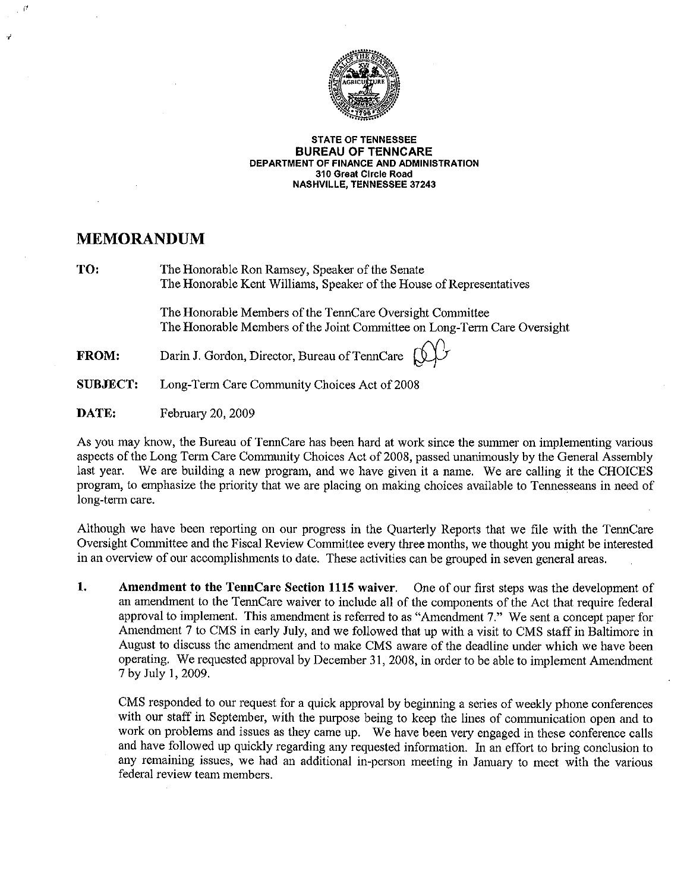**STATE OF TENNESSEE**
**BUREAU OF TENNCARE**
**DEPARTMENT OF FINANCE AND ADMINISTRATION**
**310 Great Circle Road**
**NASHVILLE, TENNESSEE 37243**

# MEMORANDUM

**TO:** The Honorable Ron Ramsey, Speaker of the Senate
The Honorable Kent Williams, Speaker of the House of Representatives

The Honorable Members of the TennCare Oversight Committee
The Honorable Members of the Joint Committee on Long-Term Care Oversight

**FROM:** Darin J. Gordon, Director, Bureau of TennCare

**SUBJECT:** Long-Term Care Community Choices Act of 2008

**DATE:** February 20, 2009

As you may know, the Bureau of TennCare has been hard at work since the summer on implementing various aspects of the Long Term Care Community Choices Act of 2008, passed unanimously by the General Assembly last year. We are building a new program, and we have given it a name. We are calling it the CHOICES program, to emphasize the priority that we are placing on making choices available to Tennesseans in need of long-term care.

Although we have been reporting on our progress in the Quarterly Reports that we file with the TennCare Oversight Committee and the Fiscal Review Committee every three months, we thought you might be interested in an overview of our accomplishments to date. These activities can be grouped in seven general areas.

1. **Amendment to the TennCare Section 1115 waiver.** One of our first steps was the development of an amendment to the TennCare waiver to include all of the components of the Act that require federal approval to implement. This amendment is referred to as "Amendment 7." We sent a concept paper for Amendment 7 to CMS in early July, and we followed that up with a visit to CMS staff in Baltimore in August to discuss the amendment and to make CMS aware of the deadline under which we have been operating. We requested approval by December 31, 2008, in order to be able to implement Amendment 7 by July 1, 2009.

   CMS responded to our request for a quick approval by beginning a series of weekly phone conferences with our staff in September, with the purpose being to keep the lines of communication open and to work on problems and issues as they came up. We have been very engaged in these conference calls and have followed up quickly regarding any requested information. In an effort to bring conclusion to any remaining issues, we had an additional in-person meeting in January to meet with the various federal review team members.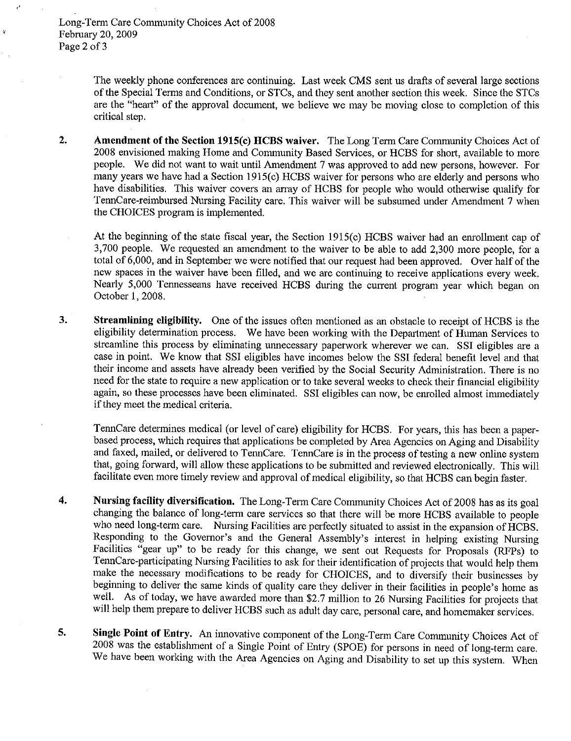The weekly phone conferences are continuing. Last week CMS sent us drafts of several large sections of the Special Terms and Conditions, or STCs, and they sent another section this week. Since the STCs are the "heart" of the approval document, we believe we may be moving close to completion of this critical step.

2. **Amendment of the Section 1915(c) HCBS waiver.** The Long Term Care Community Choices Act of 2008 envisioned making Home and Community Based Services, or HCBS for short, available to more people. We did not want to wait until Amendment 7 was approved to add new persons, however. For many years we have had a Section 1915(c) HCBS waiver for persons who are elderly and persons who have disabilities. This waiver covers an array of HCBS for people who would otherwise qualify for TennCare-reimbursed Nursing Facility care. This waiver will be subsumed under Amendment 7 when the CHOICES program is implemented.

   At the beginning of the state fiscal year, the Section 1915(c) HCBS waiver had an enrollment cap of 3,700 people. We requested an amendment to the waiver to be able to add 2,300 more people, for a total of 6,000, and in September we were notified that our request had been approved. Over half of the new spaces in the waiver have been filled, and we are continuing to receive applications every week. Nearly 5,000 Tennesseans have received HCBS during the current program year which began on October 1, 2008.

3. **Streamlining eligibility.** One of the issues often mentioned as an obstacle to receipt of HCBS is the eligibility determination process. We have been working with the Department of Human Services to streamline this process by eliminating unnecessary paperwork wherever we can. SSI eligibles are a case in point. We know that SSI eligibles have incomes below the SSI federal benefit level and that their income and assets have already been verified by the Social Security Administration. There is no need for the state to require a new application or to take several weeks to check their financial eligibility again, so these processes have been eliminated. SSI eligibles can now, be enrolled almost immediately if they meet the medical criteria.

   TennCare determines medical (or level of care) eligibility for HCBS. For years, this has been a paper-based process, which requires that applications be completed by Area Agencies on Aging and Disability and faxed, mailed, or delivered to TennCare. TennCare is in the process of testing a new online system that, going forward, will allow these applications to be submitted and reviewed electronically. This will facilitate even more timely review and approval of medical eligibility, so that HCBS can begin faster.

4. **Nursing facility diversification.** The Long-Term Care Community Choices Act of 2008 has as its goal changing the balance of long-term care services so that there will be more HCBS available to people who need long-term care. Nursing Facilities are perfectly situated to assist in the expansion of HCBS. Responding to the Governor's and the General Assembly's interest in helping existing Nursing Facilities "gear up" to be ready for this change, we sent out Requests for Proposals (RFPs) to TennCare-participating Nursing Facilities to ask for their identification of projects that would help them make the necessary modifications to be ready for CHOICES, and to diversify their businesses by beginning to deliver the same kinds of quality care they deliver in their facilities in people's home as well. As of today, we have awarded more than $2.7 million to 26 Nursing Facilities for projects that will help them prepare to deliver HCBS such as adult day care, personal care, and homemaker services.

5. **Single Point of Entry.** An innovative component of the Long-Term Care Community Choices Act of 2008 was the establishment of a Single Point of Entry (SPOE) for persons in need of long-term care. We have been working with the Area Agencies on Aging and Disability to set up this system. When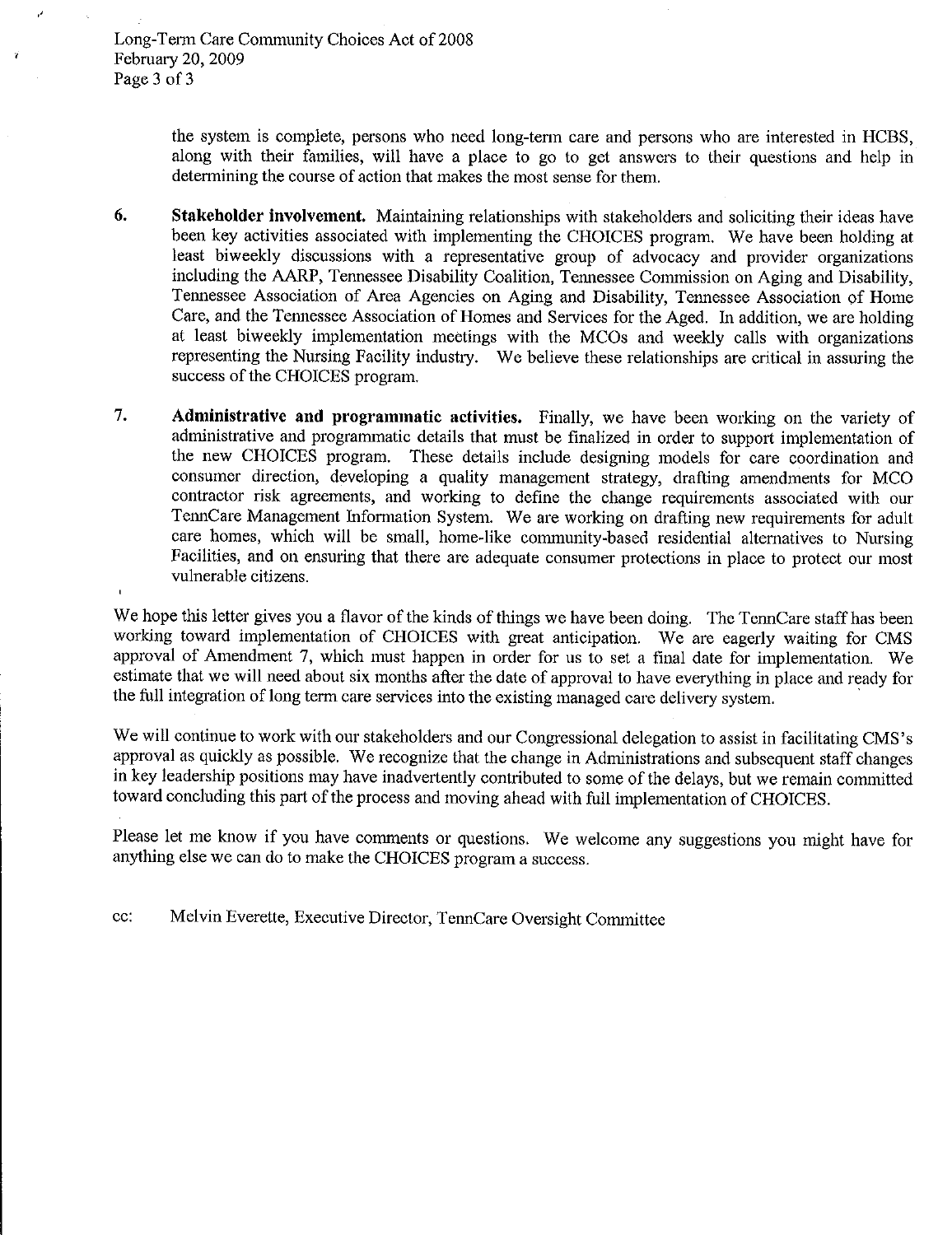the system is complete, persons who need long-term care and persons who are interested in HCBS, along with their families, will have a place to go to get answers to their questions and help in determining the course of action that makes the most sense for them.

6. **Stakeholder involvement.** Maintaining relationships with stakeholders and soliciting their ideas have been key activities associated with implementing the CHOICES program. We have been holding at least biweekly discussions with a representative group of advocacy and provider organizations including the AARP, Tennessee Disability Coalition, Tennessee Commission on Aging and Disability, Tennessee Association of Area Agencies on Aging and Disability, Tennessee Association of Home Care, and the Tennessee Association of Homes and Services for the Aged. In addition, we are holding at least biweekly implementation meetings with the MCOs and weekly calls with organizations representing the Nursing Facility industry. We believe these relationships are critical in assuring the success of the CHOICES program.

7. **Administrative and programmatic activities.** Finally, we have been working on the variety of administrative and programmatic details that must be finalized in order to support implementation of the new CHOICES program. These details include designing models for care coordination and consumer direction, developing a quality management strategy, drafting amendments for MCO contractor risk agreements, and working to define the change requirements associated with our TennCare Management Information System. We are working on drafting new requirements for adult care homes, which will be small, home-like community-based residential alternatives to Nursing Facilities, and on ensuring that there are adequate consumer protections in place to protect our most vulnerable citizens.

We hope this letter gives you a flavor of the kinds of things we have been doing. The TennCare staff has been working toward implementation of CHOICES with great anticipation. We are eagerly waiting for CMS approval of Amendment 7, which must happen in order for us to set a final date for implementation. We estimate that we will need about six months after the date of approval to have everything in place and ready for the full integration of long term care services into the existing managed care delivery system.

We will continue to work with our stakeholders and our Congressional delegation to assist in facilitating CMS's approval as quickly as possible. We recognize that the change in Administrations and subsequent staff changes in key leadership positions may have inadvertently contributed to some of the delays, but we remain committed toward concluding this part of the process and moving ahead with full implementation of CHOICES.

Please let me know if you have comments or questions. We welcome any suggestions you might have for anything else we can do to make the CHOICES program a success.

cc: Melvin Everette, Executive Director, TennCare Oversight Committee